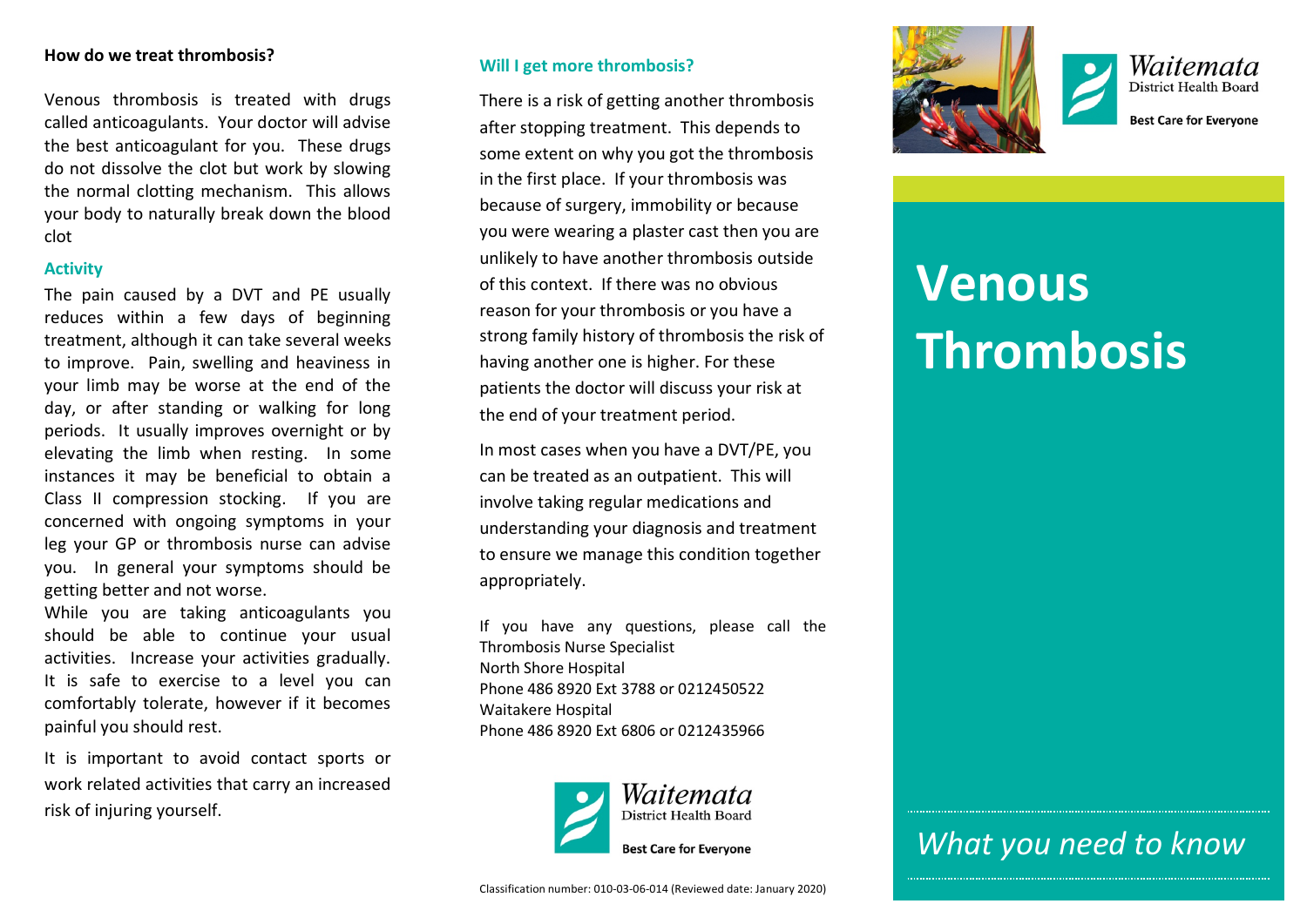**How do we treat thrombosis?**

Venous thrombosis is treated with drugs called anticoagulants. Your doctor will advise the best anticoagulant for you. These drugs do not dissolve the clot but work by slowing the normal clotting mechanism. This allows your body to naturally break down the blood clot

### Activity

The pain caused by a DVT and PE usually reduces within a few days of beginning treatment, although it can take several weeks to improve. Pain, swelling and heaviness in your limb may be worse at the end of the day, or after standing or walking for long periods. It usually improves overnight or by elevating the limb when resting. In some instances it may be beneficial to obtain a Class II compression stocking. If you are concerned with ongoing symptoms in your leg your GP or thrombosis nurse can advise you. In general your symptoms should be getting better and not worse.

While you are taking anticoagulants you should be able to continue your usual activities. Increase your activities gradually. It is safe to exercise to a level you can comfortably tolerate, however if it becomes painful you should rest.

It is important to avoid contact sports or work related activities that carry an increased risk of injuring yourself.

### Will I get more thrombosis?

There is a risk of getting another thrombosis after stopping treatment. This depends to some extent on why you got the thrombosis in the first place. If your thrombosis was because of surgery, immobility or because you were wearing a plaster cast then you are unlikely to have another thrombosis outside of this context. If there was no obvious reason for your thrombosis or you have a strong family history of thrombosis the risk of having another one is higher. For these patients the doctor will discuss your risk at the end of your treatment period.

In most cases when you have a DVT/PE, you can be treated as an outpatient. This will involve taking regular medications and understanding your diagnosis and treatment to ensure we manage this condition together appropriately.

If you have any questions, please call the Thrombosis Nurse Specialist
North Shore Hospital
Phone 486 8920 Ext 3788 or 0212450522
Waitakere Hospital
Phone 486 8920 Ext 6806 or 0212435966

Waitemata District Health Board
Best Care for Everyone

Classification number: 010-03-06-014 (Reviewed date: January 2020)

Waitemata District Health Board
Best Care for Everyone

# Venous Thrombosis

*What you need to know*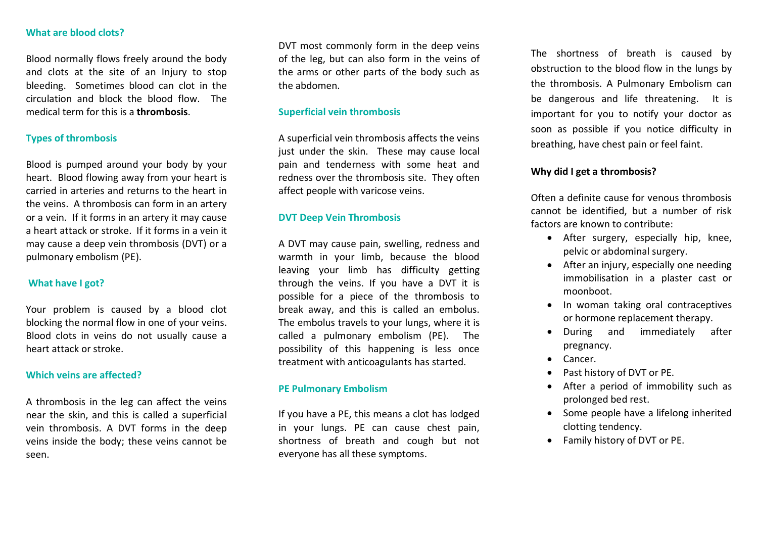## What are blood clots?

Blood normally flows freely around the body and clots at the site of an Injury to stop bleeding. Sometimes blood can clot in the circulation and block the blood flow. The medical term for this is a **thrombosis**.

## Types of thrombosis

Blood is pumped around your body by your heart. Blood flowing away from your heart is carried in arteries and returns to the heart in the veins. A thrombosis can form in an artery or a vein. If it forms in an artery it may cause a heart attack or stroke. If it forms in a vein it may cause a deep vein thrombosis (DVT) or a pulmonary embolism (PE).

## What have I got?

Your problem is caused by a blood clot blocking the normal flow in one of your veins. Blood clots in veins do not usually cause a heart attack or stroke.

## Which veins are affected?

A thrombosis in the leg can affect the veins near the skin, and this is called a superficial vein thrombosis. A DVT forms in the deep veins inside the body; these veins cannot be seen.

DVT most commonly form in the deep veins of the leg, but can also form in the veins of the arms or other parts of the body such as the abdomen.

## Superficial vein thrombosis

A superficial vein thrombosis affects the veins just under the skin. These may cause local pain and tenderness with some heat and redness over the thrombosis site. They often affect people with varicose veins.

## DVT Deep Vein Thrombosis

A DVT may cause pain, swelling, redness and warmth in your limb, because the blood leaving your limb has difficulty getting through the veins. If you have a DVT it is possible for a piece of the thrombosis to break away, and this is called an embolus. The embolus travels to your lungs, where it is called a pulmonary embolism (PE). The possibility of this happening is less once treatment with anticoagulants has started.

## PE Pulmonary Embolism

If you have a PE, this means a clot has lodged in your lungs. PE can cause chest pain, shortness of breath and cough but not everyone has all these symptoms.

The shortness of breath is caused by obstruction to the blood flow in the lungs by the thrombosis. A Pulmonary Embolism can be dangerous and life threatening. It is important for you to notify your doctor as soon as possible if you notice difficulty in breathing, have chest pain or feel faint.

## Why did I get a thrombosis?

Often a definite cause for venous thrombosis cannot be identified, but a number of risk factors are known to contribute:

- After surgery, especially hip, knee, pelvic or abdominal surgery.
- After an injury, especially one needing immobilisation in a plaster cast or moonboot.
- In woman taking oral contraceptives or hormone replacement therapy.
- During and immediately after pregnancy.
- Cancer.
- Past history of DVT or PE.
- After a period of immobility such as prolonged bed rest.
- Some people have a lifelong inherited clotting tendency.
- Family history of DVT or PE.